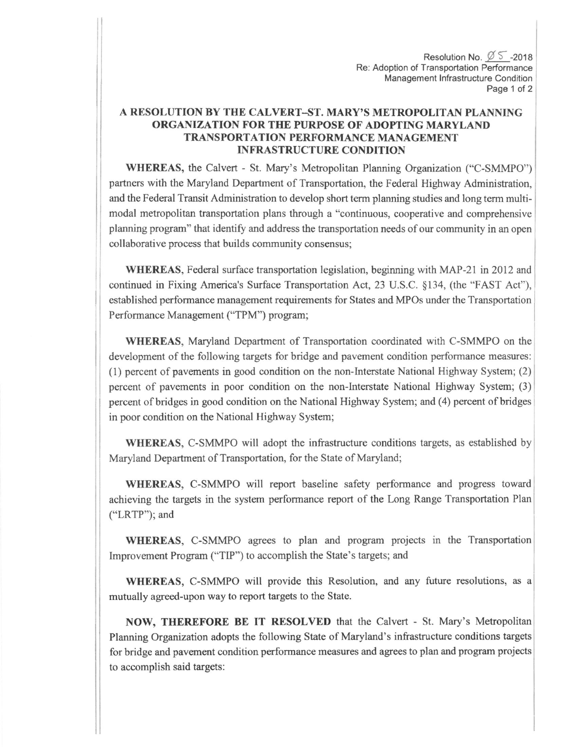Resolution No. Ø5-2018
Re: Adoption of Transportation Performance Management Infrastructure Condition

## A RESOLUTION BY THE CALVERT–ST. MARY'S METROPOLITAN PLANNING ORGANIZATION FOR THE PURPOSE OF ADOPTING MARYLAND TRANSPORTATION PERFORMANCE MANAGEMENT INFRASTRUCTURE CONDITION

**WHEREAS,** the Calvert - St. Mary's Metropolitan Planning Organization ("C-SMMPO") partners with the Maryland Department of Transportation, the Federal Highway Administration, and the Federal Transit Administration to develop short term planning studies and long term multi-modal metropolitan transportation plans through a "continuous, cooperative and comprehensive planning program" that identify and address the transportation needs of our community in an open collaborative process that builds community consensus;

**WHEREAS,** Federal surface transportation legislation, beginning with MAP-21 in 2012 and continued in Fixing America's Surface Transportation Act, 23 U.S.C. §134, (the "FAST Act"), established performance management requirements for States and MPOs under the Transportation Performance Management ("TPM") program;

**WHEREAS,** Maryland Department of Transportation coordinated with C-SMMPO on the development of the following targets for bridge and pavement condition performance measures: (1) percent of pavements in good condition on the non-Interstate National Highway System; (2) percent of pavements in poor condition on the non-Interstate National Highway System; (3) percent of bridges in good condition on the National Highway System; and (4) percent of bridges in poor condition on the National Highway System;

**WHEREAS,** C-SMMPO will adopt the infrastructure conditions targets, as established by Maryland Department of Transportation, for the State of Maryland;

**WHEREAS,** C-SMMPO will report baseline safety performance and progress toward achieving the targets in the system performance report of the Long Range Transportation Plan ("LRTP"); and

**WHEREAS,** C-SMMPO agrees to plan and program projects in the Transportation Improvement Program ("TIP") to accomplish the State's targets; and

**WHEREAS,** C-SMMPO will provide this Resolution, and any future resolutions, as a mutually agreed-upon way to report targets to the State.

**NOW, THEREFORE BE IT RESOLVED** that the Calvert - St. Mary's Metropolitan Planning Organization adopts the following State of Maryland's infrastructure conditions targets for bridge and pavement condition performance measures and agrees to plan and program projects to accomplish said targets: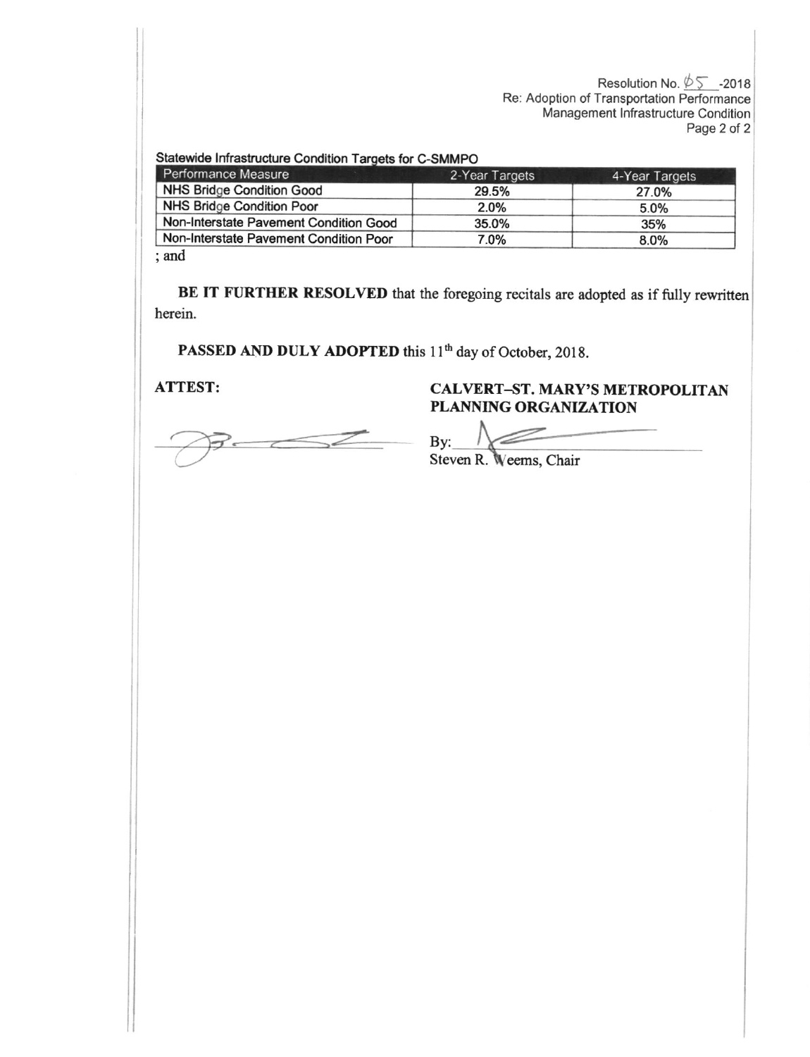Resolution No. 05 -2018
Re: Adoption of Transportation Performance Management Infrastructure Condition

Statewide Infrastructure Condition Targets for C-SMMPO

| Performance Measure | 2-Year Targets | 4-Year Targets |
|---|---|---|
| NHS Bridge Condition Good | 29.5% | 27.0% |
| NHS Bridge Condition Poor | 2.0% | 5.0% |
| Non-Interstate Pavement Condition Good | 35.0% | 35% |
| Non-Interstate Pavement Condition Poor | 7.0% | 8.0% |

; and

**BE IT FURTHER RESOLVED** that the foregoing recitals are adopted as if fully rewritten herein.

**PASSED AND DULY ADOPTED** this 11th day of October, 2018.

**ATTEST:**

**CALVERT–ST. MARY'S METROPOLITAN PLANNING ORGANIZATION**

By: ______________________
Steven R. Weems, Chair